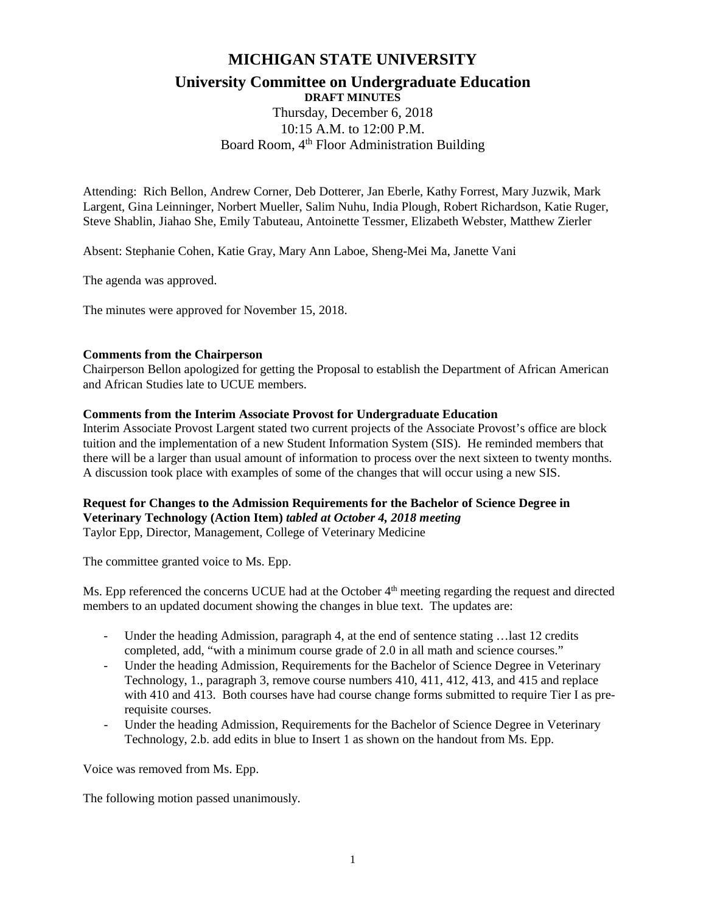# MICHIGAN STATE UNIVERSITY

## University Committee on Undergraduate Education

**DRAFT MINUTES**

Thursday, December 6, 2018
10:15 A.M. to 12:00 P.M.
Board Room, 4th Floor Administration Building

Attending: Rich Bellon, Andrew Corner, Deb Dotterer, Jan Eberle, Kathy Forrest, Mary Juzwik, Mark Largent, Gina Leinninger, Norbert Mueller, Salim Nuhu, India Plough, Robert Richardson, Katie Ruger, Steve Shablin, Jiahao She, Emily Tabuteau, Antoinette Tessmer, Elizabeth Webster, Matthew Zierler

Absent: Stephanie Cohen, Katie Gray, Mary Ann Laboe, Sheng-Mei Ma, Janette Vani

The agenda was approved.

The minutes were approved for November 15, 2018.

**Comments from the Chairperson**
Chairperson Bellon apologized for getting the Proposal to establish the Department of African American and African Studies late to UCUE members.

**Comments from the Interim Associate Provost for Undergraduate Education**
Interim Associate Provost Largent stated two current projects of the Associate Provost's office are block tuition and the implementation of a new Student Information System (SIS). He reminded members that there will be a larger than usual amount of information to process over the next sixteen to twenty months. A discussion took place with examples of some of the changes that will occur using a new SIS.

**Request for Changes to the Admission Requirements for the Bachelor of Science Degree in Veterinary Technology (Action Item)** ***tabled at October 4, 2018 meeting***
Taylor Epp, Director, Management, College of Veterinary Medicine

The committee granted voice to Ms. Epp.

Ms. Epp referenced the concerns UCUE had at the October 4th meeting regarding the request and directed members to an updated document showing the changes in blue text. The updates are:

- Under the heading Admission, paragraph 4, at the end of sentence stating …last 12 credits completed, add, "with a minimum course grade of 2.0 in all math and science courses."
- Under the heading Admission, Requirements for the Bachelor of Science Degree in Veterinary Technology, 1., paragraph 3, remove course numbers 410, 411, 412, 413, and 415 and replace with 410 and 413. Both courses have had course change forms submitted to require Tier I as pre-requisite courses.
- Under the heading Admission, Requirements for the Bachelor of Science Degree in Veterinary Technology, 2.b. add edits in blue to Insert 1 as shown on the handout from Ms. Epp.

Voice was removed from Ms. Epp.

The following motion passed unanimously.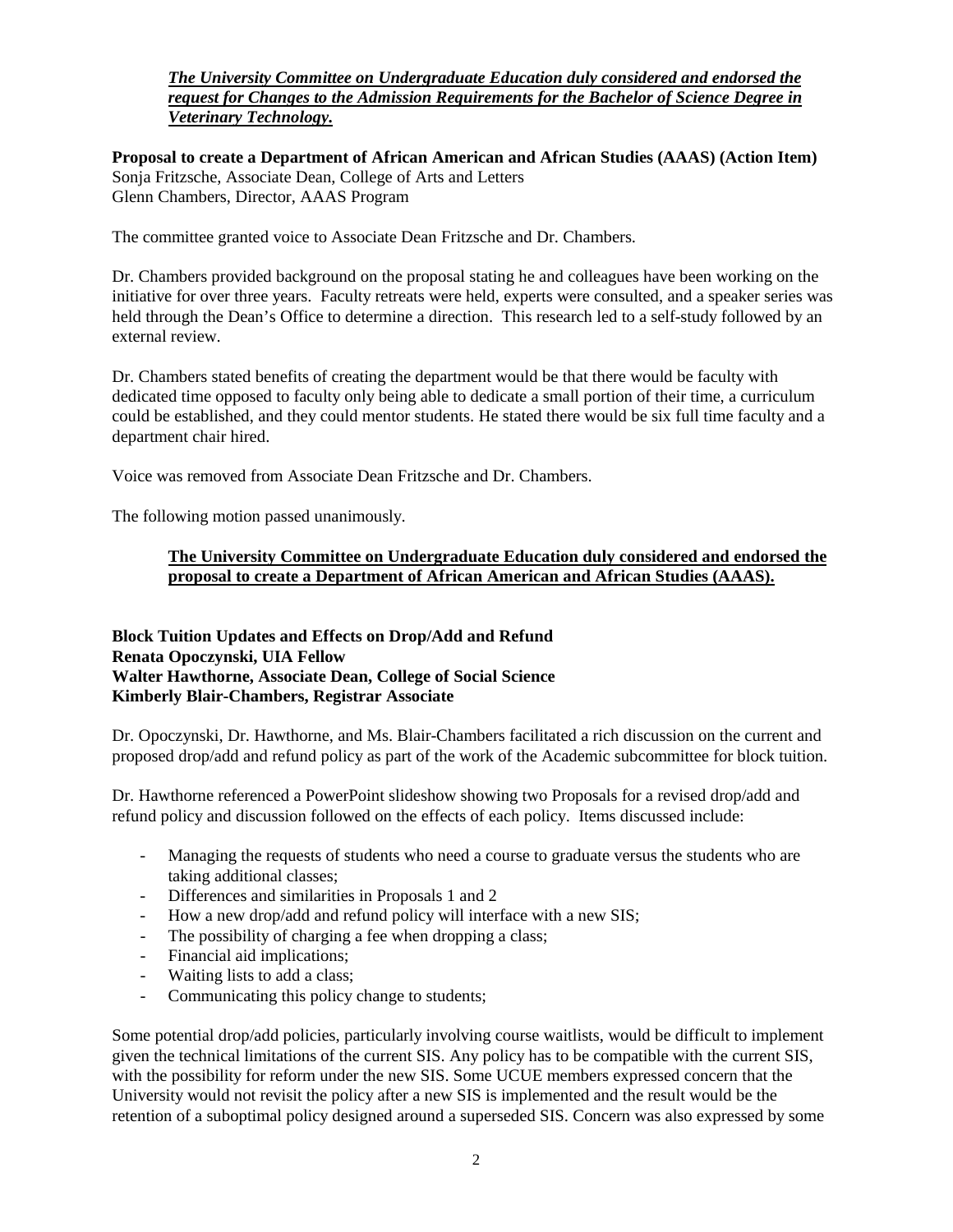***The University Committee on Undergraduate Education duly considered and endorsed the request for Changes to the Admission Requirements for the Bachelor of Science Degree in Veterinary Technology.***

**Proposal to create a Department of African American and African Studies (AAAS) (Action Item)**
Sonja Fritzsche, Associate Dean, College of Arts and Letters
Glenn Chambers, Director, AAAS Program

The committee granted voice to Associate Dean Fritzsche and Dr. Chambers.

Dr. Chambers provided background on the proposal stating he and colleagues have been working on the initiative for over three years. Faculty retreats were held, experts were consulted, and a speaker series was held through the Dean's Office to determine a direction. This research led to a self-study followed by an external review.

Dr. Chambers stated benefits of creating the department would be that there would be faculty with dedicated time opposed to faculty only being able to dedicate a small portion of their time, a curriculum could be established, and they could mentor students. He stated there would be six full time faculty and a department chair hired.

Voice was removed from Associate Dean Fritzsche and Dr. Chambers.

The following motion passed unanimously.

**The University Committee on Undergraduate Education duly considered and endorsed the proposal to create a Department of African American and African Studies (AAAS).**

**Block Tuition Updates and Effects on Drop/Add and Refund**
**Renata Opoczynski, UIA Fellow**
**Walter Hawthorne, Associate Dean, College of Social Science**
**Kimberly Blair-Chambers, Registrar Associate**

Dr. Opoczynski, Dr. Hawthorne, and Ms. Blair-Chambers facilitated a rich discussion on the current and proposed drop/add and refund policy as part of the work of the Academic subcommittee for block tuition.

Dr. Hawthorne referenced a PowerPoint slideshow showing two Proposals for a revised drop/add and refund policy and discussion followed on the effects of each policy. Items discussed include:

- Managing the requests of students who need a course to graduate versus the students who are taking additional classes;
- Differences and similarities in Proposals 1 and 2
- How a new drop/add and refund policy will interface with a new SIS;
- The possibility of charging a fee when dropping a class;
- Financial aid implications;
- Waiting lists to add a class;
- Communicating this policy change to students;

Some potential drop/add policies, particularly involving course waitlists, would be difficult to implement given the technical limitations of the current SIS. Any policy has to be compatible with the current SIS, with the possibility for reform under the new SIS. Some UCUE members expressed concern that the University would not revisit the policy after a new SIS is implemented and the result would be the retention of a suboptimal policy designed around a superseded SIS. Concern was also expressed by some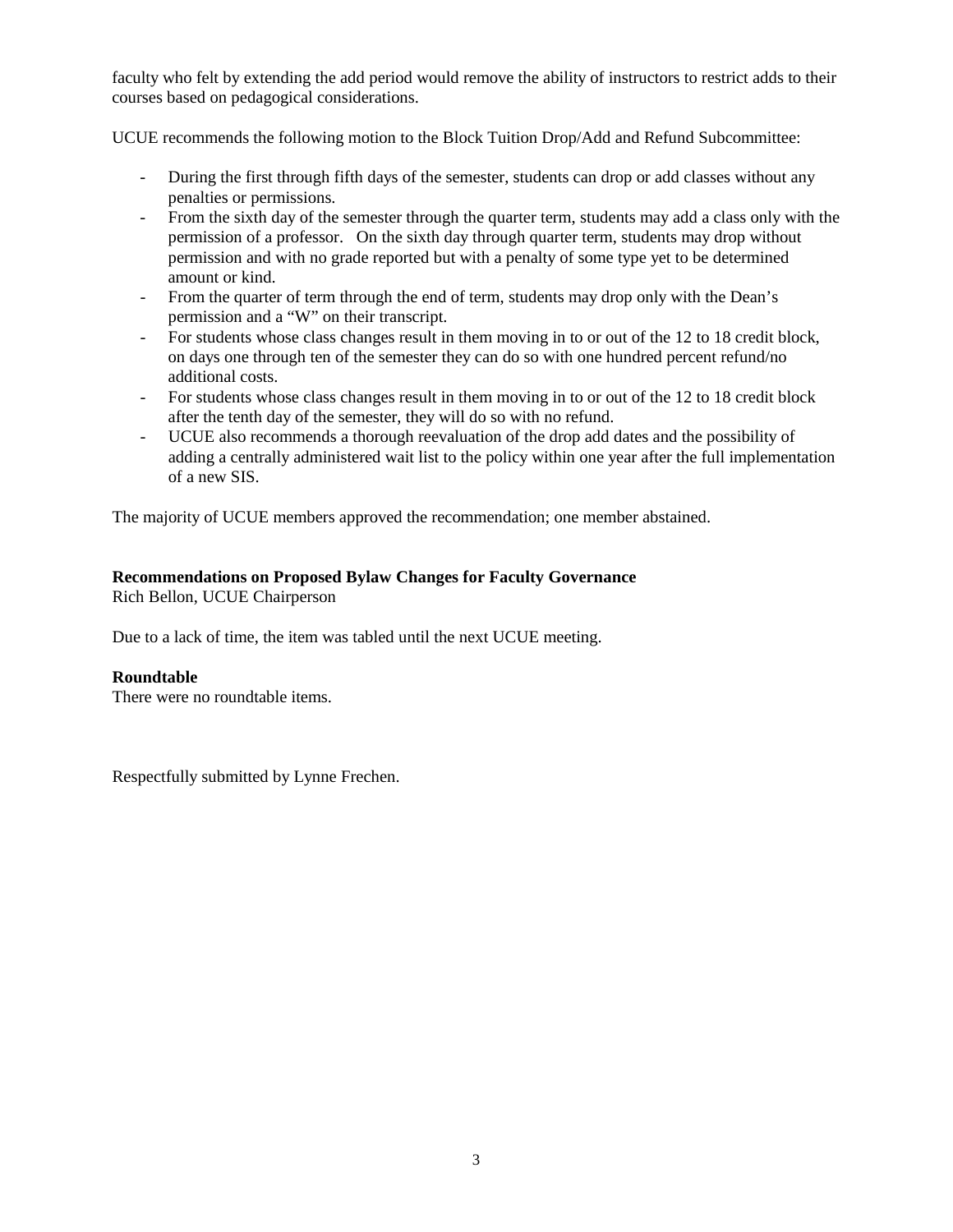faculty who felt by extending the add period would remove the ability of instructors to restrict adds to their courses based on pedagogical considerations.

UCUE recommends the following motion to the Block Tuition Drop/Add and Refund Subcommittee:

- During the first through fifth days of the semester, students can drop or add classes without any penalties or permissions.
- From the sixth day of the semester through the quarter term, students may add a class only with the permission of a professor. On the sixth day through quarter term, students may drop without permission and with no grade reported but with a penalty of some type yet to be determined amount or kind.
- From the quarter of term through the end of term, students may drop only with the Dean's permission and a "W" on their transcript.
- For students whose class changes result in them moving in to or out of the 12 to 18 credit block, on days one through ten of the semester they can do so with one hundred percent refund/no additional costs.
- For students whose class changes result in them moving in to or out of the 12 to 18 credit block after the tenth day of the semester, they will do so with no refund.
- UCUE also recommends a thorough reevaluation of the drop add dates and the possibility of adding a centrally administered wait list to the policy within one year after the full implementation of a new SIS.

The majority of UCUE members approved the recommendation; one member abstained.

**Recommendations on Proposed Bylaw Changes for Faculty Governance**
Rich Bellon, UCUE Chairperson

Due to a lack of time, the item was tabled until the next UCUE meeting.

**Roundtable**
There were no roundtable items.

Respectfully submitted by Lynne Frechen.